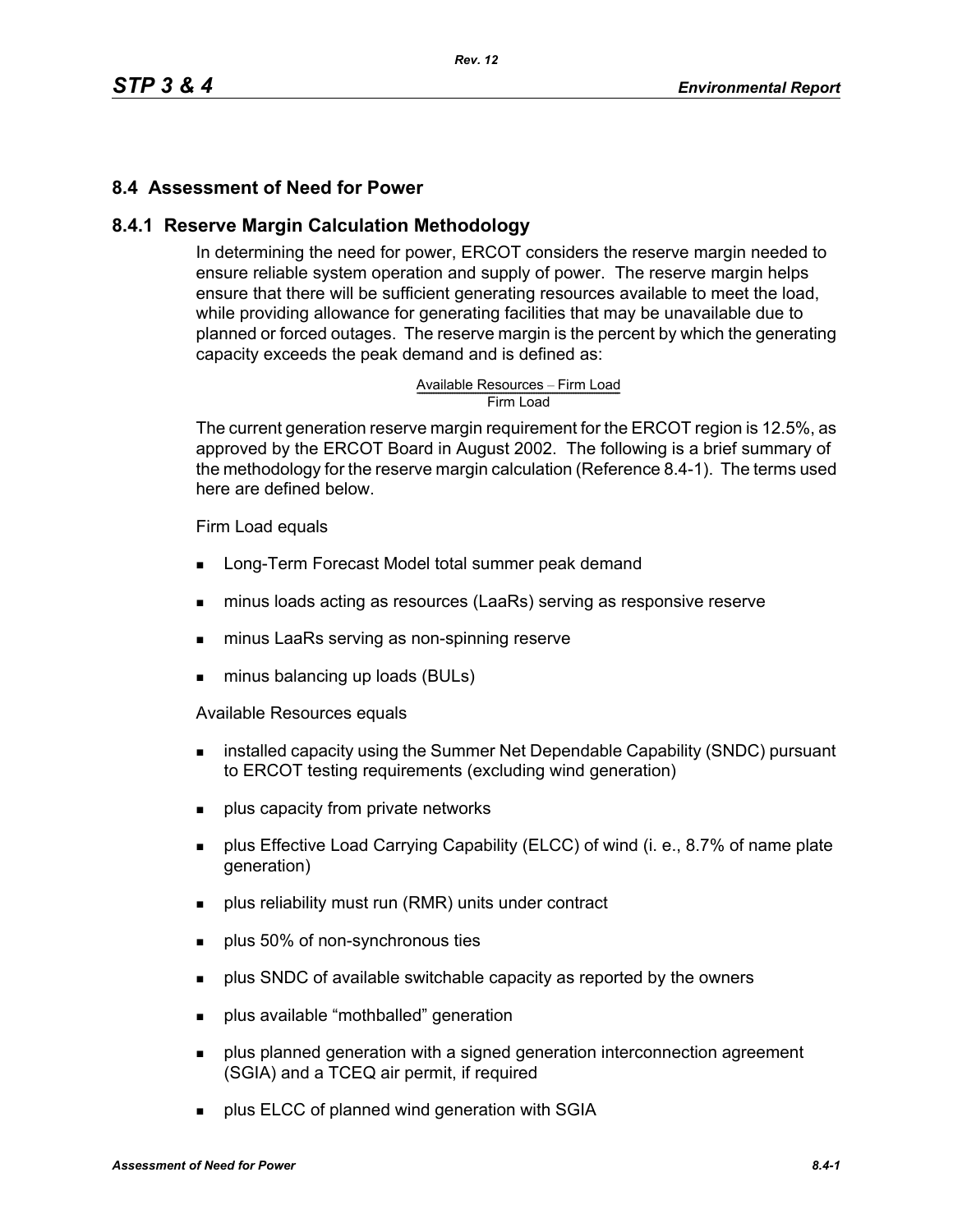## 8.4 Assessment of Need for Power

### 8.4.1 Reserve Margin Calculation Methodology

In determining the need for power, ERCOT considers the reserve margin needed to ensure reliable system operation and supply of power. The reserve margin helps ensure that there will be sufficient generating resources available to meet the load, while providing allowance for generating facilities that may be unavailable due to planned or forced outages. The reserve margin is the percent by which the generating capacity exceeds the peak demand and is defined as:

$$\frac{\text{Available Resources} - \text{Firm Load}}{\text{Firm Load}}$$

The current generation reserve margin requirement for the ERCOT region is 12.5%, as approved by the ERCOT Board in August 2002. The following is a brief summary of the methodology for the reserve margin calculation (Reference 8.4-1). The terms used here are defined below.

Firm Load equals

- Long-Term Forecast Model total summer peak demand
- minus loads acting as resources (LaaRs) serving as responsive reserve
- minus LaaRs serving as non-spinning reserve
- minus balancing up loads (BULs)

Available Resources equals

- installed capacity using the Summer Net Dependable Capability (SNDC) pursuant to ERCOT testing requirements (excluding wind generation)
- plus capacity from private networks
- plus Effective Load Carrying Capability (ELCC) of wind (i. e., 8.7% of name plate generation)
- plus reliability must run (RMR) units under contract
- plus 50% of non-synchronous ties
- plus SNDC of available switchable capacity as reported by the owners
- plus available "mothballed" generation
- plus planned generation with a signed generation interconnection agreement (SGIA) and a TCEQ air permit, if required
- plus ELCC of planned wind generation with SGIA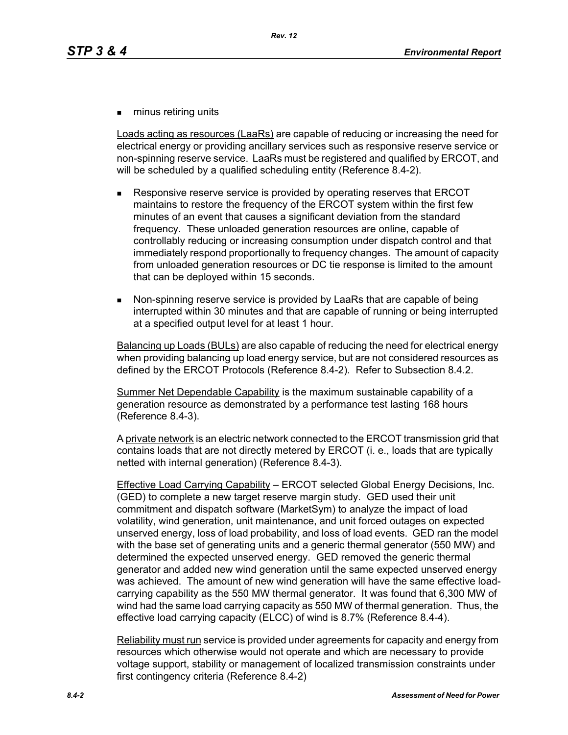- minus retiring units

Loads acting as resources (LaaRs) are capable of reducing or increasing the need for electrical energy or providing ancillary services such as responsive reserve service or non-spinning reserve service. LaaRs must be registered and qualified by ERCOT, and will be scheduled by a qualified scheduling entity (Reference 8.4-2).

- Responsive reserve service is provided by operating reserves that ERCOT maintains to restore the frequency of the ERCOT system within the first few minutes of an event that causes a significant deviation from the standard frequency. These unloaded generation resources are online, capable of controllably reducing or increasing consumption under dispatch control and that immediately respond proportionally to frequency changes. The amount of capacity from unloaded generation resources or DC tie response is limited to the amount that can be deployed within 15 seconds.
- Non-spinning reserve service is provided by LaaRs that are capable of being interrupted within 30 minutes and that are capable of running or being interrupted at a specified output level for at least 1 hour.

Balancing up Loads (BULs) are also capable of reducing the need for electrical energy when providing balancing up load energy service, but are not considered resources as defined by the ERCOT Protocols (Reference 8.4-2). Refer to Subsection 8.4.2.

Summer Net Dependable Capability is the maximum sustainable capability of a generation resource as demonstrated by a performance test lasting 168 hours (Reference 8.4-3).

A private network is an electric network connected to the ERCOT transmission grid that contains loads that are not directly metered by ERCOT (i. e., loads that are typically netted with internal generation) (Reference 8.4-3).

Effective Load Carrying Capability – ERCOT selected Global Energy Decisions, Inc. (GED) to complete a new target reserve margin study. GED used their unit commitment and dispatch software (MarketSym) to analyze the impact of load volatility, wind generation, unit maintenance, and unit forced outages on expected unserved energy, loss of load probability, and loss of load events. GED ran the model with the base set of generating units and a generic thermal generator (550 MW) and determined the expected unserved energy. GED removed the generic thermal generator and added new wind generation until the same expected unserved energy was achieved. The amount of new wind generation will have the same effective load-carrying capability as the 550 MW thermal generator. It was found that 6,300 MW of wind had the same load carrying capacity as 550 MW of thermal generation. Thus, the effective load carrying capacity (ELCC) of wind is 8.7% (Reference 8.4-4).

Reliability must run service is provided under agreements for capacity and energy from resources which otherwise would not operate and which are necessary to provide voltage support, stability or management of localized transmission constraints under first contingency criteria (Reference 8.4-2)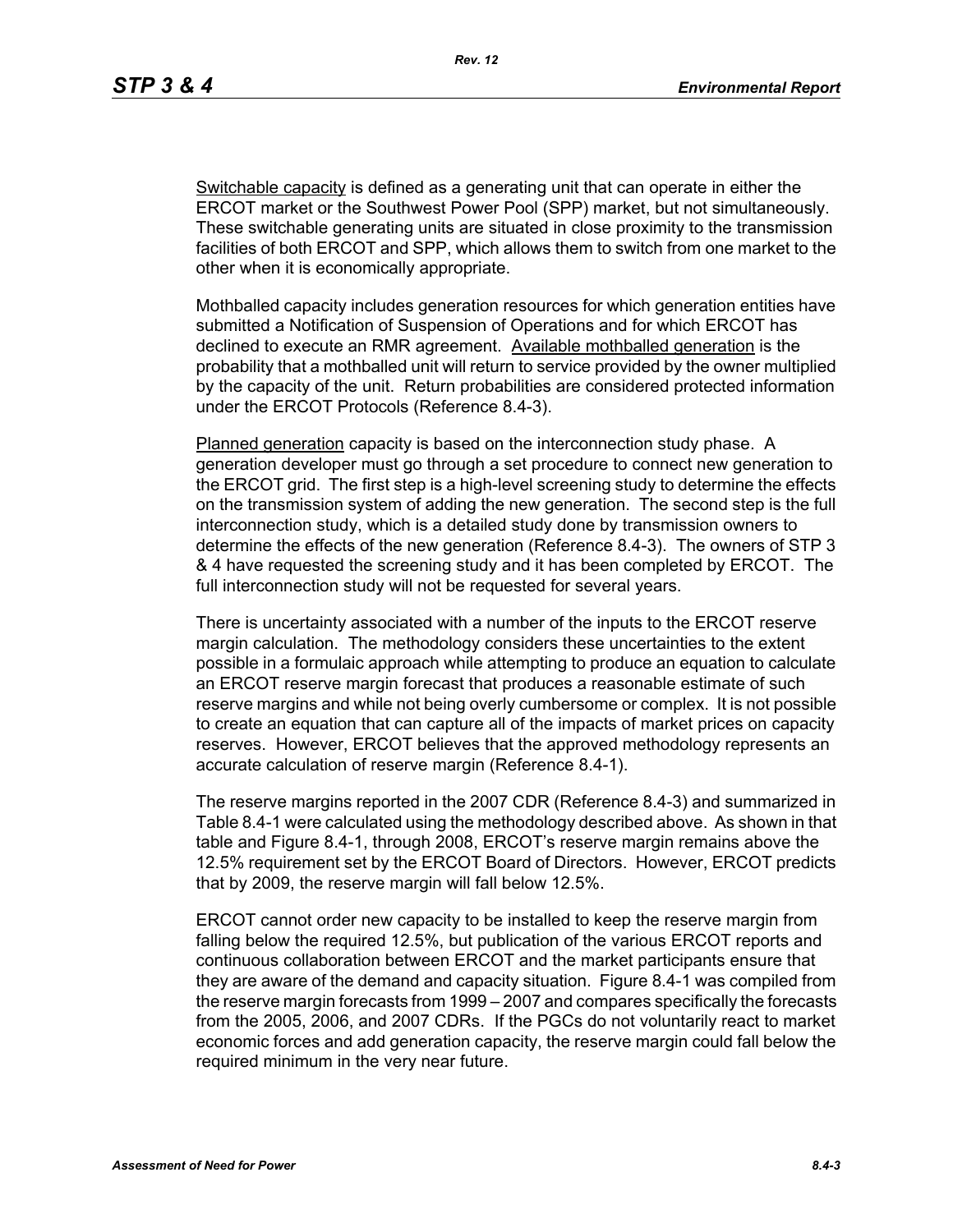Switchable capacity is defined as a generating unit that can operate in either the ERCOT market or the Southwest Power Pool (SPP) market, but not simultaneously. These switchable generating units are situated in close proximity to the transmission facilities of both ERCOT and SPP, which allows them to switch from one market to the other when it is economically appropriate.

Mothballed capacity includes generation resources for which generation entities have submitted a Notification of Suspension of Operations and for which ERCOT has declined to execute an RMR agreement. Available mothballed generation is the probability that a mothballed unit will return to service provided by the owner multiplied by the capacity of the unit. Return probabilities are considered protected information under the ERCOT Protocols (Reference 8.4-3).

Planned generation capacity is based on the interconnection study phase. A generation developer must go through a set procedure to connect new generation to the ERCOT grid. The first step is a high-level screening study to determine the effects on the transmission system of adding the new generation. The second step is the full interconnection study, which is a detailed study done by transmission owners to determine the effects of the new generation (Reference 8.4-3). The owners of STP 3 & 4 have requested the screening study and it has been completed by ERCOT. The full interconnection study will not be requested for several years.

There is uncertainty associated with a number of the inputs to the ERCOT reserve margin calculation. The methodology considers these uncertainties to the extent possible in a formulaic approach while attempting to produce an equation to calculate an ERCOT reserve margin forecast that produces a reasonable estimate of such reserve margins and while not being overly cumbersome or complex. It is not possible to create an equation that can capture all of the impacts of market prices on capacity reserves. However, ERCOT believes that the approved methodology represents an accurate calculation of reserve margin (Reference 8.4-1).

The reserve margins reported in the 2007 CDR (Reference 8.4-3) and summarized in Table 8.4-1 were calculated using the methodology described above. As shown in that table and Figure 8.4-1, through 2008, ERCOT's reserve margin remains above the 12.5% requirement set by the ERCOT Board of Directors. However, ERCOT predicts that by 2009, the reserve margin will fall below 12.5%.

ERCOT cannot order new capacity to be installed to keep the reserve margin from falling below the required 12.5%, but publication of the various ERCOT reports and continuous collaboration between ERCOT and the market participants ensure that they are aware of the demand and capacity situation. Figure 8.4-1 was compiled from the reserve margin forecasts from 1999 – 2007 and compares specifically the forecasts from the 2005, 2006, and 2007 CDRs. If the PGCs do not voluntarily react to market economic forces and add generation capacity, the reserve margin could fall below the required minimum in the very near future.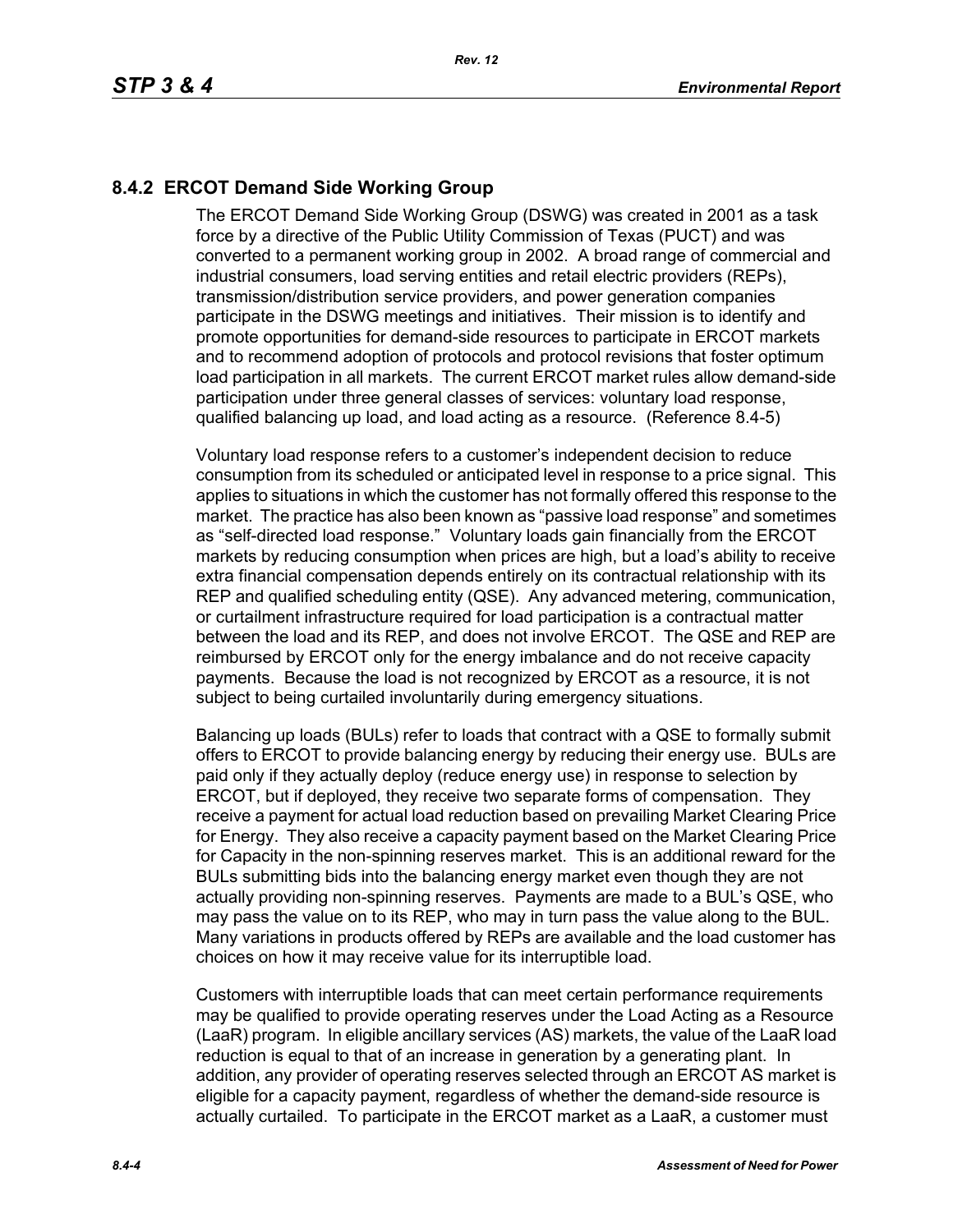## 8.4.2 ERCOT Demand Side Working Group

The ERCOT Demand Side Working Group (DSWG) was created in 2001 as a task force by a directive of the Public Utility Commission of Texas (PUCT) and was converted to a permanent working group in 2002. A broad range of commercial and industrial consumers, load serving entities and retail electric providers (REPs), transmission/distribution service providers, and power generation companies participate in the DSWG meetings and initiatives. Their mission is to identify and promote opportunities for demand-side resources to participate in ERCOT markets and to recommend adoption of protocols and protocol revisions that foster optimum load participation in all markets. The current ERCOT market rules allow demand-side participation under three general classes of services: voluntary load response, qualified balancing up load, and load acting as a resource. (Reference 8.4-5)

Voluntary load response refers to a customer's independent decision to reduce consumption from its scheduled or anticipated level in response to a price signal. This applies to situations in which the customer has not formally offered this response to the market. The practice has also been known as "passive load response" and sometimes as "self-directed load response." Voluntary loads gain financially from the ERCOT markets by reducing consumption when prices are high, but a load's ability to receive extra financial compensation depends entirely on its contractual relationship with its REP and qualified scheduling entity (QSE). Any advanced metering, communication, or curtailment infrastructure required for load participation is a contractual matter between the load and its REP, and does not involve ERCOT. The QSE and REP are reimbursed by ERCOT only for the energy imbalance and do not receive capacity payments. Because the load is not recognized by ERCOT as a resource, it is not subject to being curtailed involuntarily during emergency situations.

Balancing up loads (BULs) refer to loads that contract with a QSE to formally submit offers to ERCOT to provide balancing energy by reducing their energy use. BULs are paid only if they actually deploy (reduce energy use) in response to selection by ERCOT, but if deployed, they receive two separate forms of compensation. They receive a payment for actual load reduction based on prevailing Market Clearing Price for Energy. They also receive a capacity payment based on the Market Clearing Price for Capacity in the non-spinning reserves market. This is an additional reward for the BULs submitting bids into the balancing energy market even though they are not actually providing non-spinning reserves. Payments are made to a BUL's QSE, who may pass the value on to its REP, who may in turn pass the value along to the BUL. Many variations in products offered by REPs are available and the load customer has choices on how it may receive value for its interruptible load.

Customers with interruptible loads that can meet certain performance requirements may be qualified to provide operating reserves under the Load Acting as a Resource (LaaR) program. In eligible ancillary services (AS) markets, the value of the LaaR load reduction is equal to that of an increase in generation by a generating plant. In addition, any provider of operating reserves selected through an ERCOT AS market is eligible for a capacity payment, regardless of whether the demand-side resource is actually curtailed. To participate in the ERCOT market as a LaaR, a customer must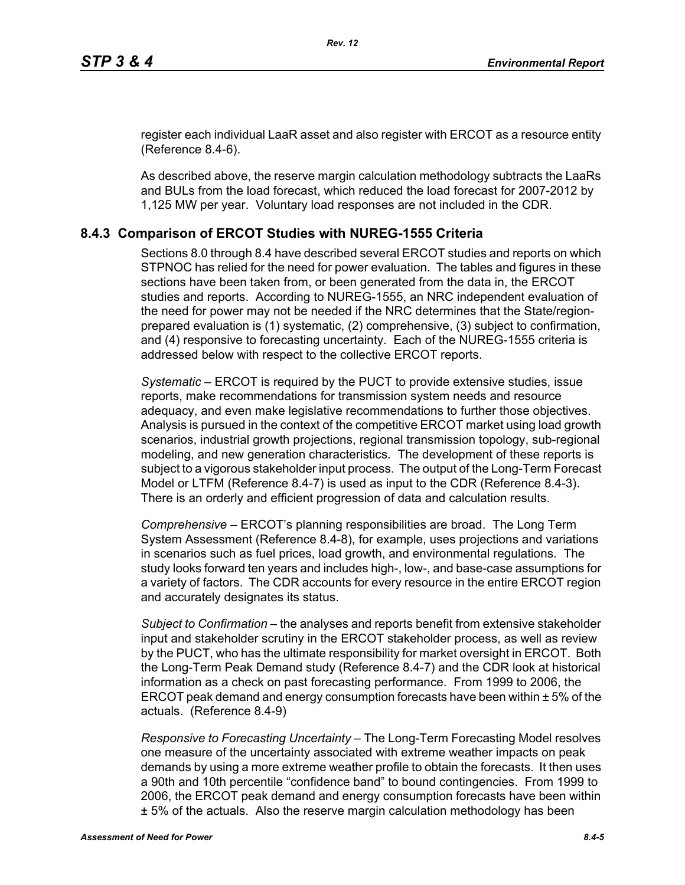register each individual LaaR asset and also register with ERCOT as a resource entity (Reference 8.4-6).

As described above, the reserve margin calculation methodology subtracts the LaaRs and BULs from the load forecast, which reduced the load forecast for 2007-2012 by 1,125 MW per year. Voluntary load responses are not included in the CDR.

## 8.4.3 Comparison of ERCOT Studies with NUREG-1555 Criteria

Sections 8.0 through 8.4 have described several ERCOT studies and reports on which STPNOC has relied for the need for power evaluation. The tables and figures in these sections have been taken from, or been generated from the data in, the ERCOT studies and reports. According to NUREG-1555, an NRC independent evaluation of the need for power may not be needed if the NRC determines that the State/region-prepared evaluation is (1) systematic, (2) comprehensive, (3) subject to confirmation, and (4) responsive to forecasting uncertainty. Each of the NUREG-1555 criteria is addressed below with respect to the collective ERCOT reports.

*Systematic* – ERCOT is required by the PUCT to provide extensive studies, issue reports, make recommendations for transmission system needs and resource adequacy, and even make legislative recommendations to further those objectives. Analysis is pursued in the context of the competitive ERCOT market using load growth scenarios, industrial growth projections, regional transmission topology, sub-regional modeling, and new generation characteristics. The development of these reports is subject to a vigorous stakeholder input process. The output of the Long-Term Forecast Model or LTFM (Reference 8.4-7) is used as input to the CDR (Reference 8.4-3). There is an orderly and efficient progression of data and calculation results.

*Comprehensive* – ERCOT's planning responsibilities are broad. The Long Term System Assessment (Reference 8.4-8), for example, uses projections and variations in scenarios such as fuel prices, load growth, and environmental regulations. The study looks forward ten years and includes high-, low-, and base-case assumptions for a variety of factors. The CDR accounts for every resource in the entire ERCOT region and accurately designates its status.

*Subject to Confirmation* – the analyses and reports benefit from extensive stakeholder input and stakeholder scrutiny in the ERCOT stakeholder process, as well as review by the PUCT, who has the ultimate responsibility for market oversight in ERCOT. Both the Long-Term Peak Demand study (Reference 8.4-7) and the CDR look at historical information as a check on past forecasting performance. From 1999 to 2006, the ERCOT peak demand and energy consumption forecasts have been within ± 5% of the actuals. (Reference 8.4-9)

*Responsive to Forecasting Uncertainty* – The Long-Term Forecasting Model resolves one measure of the uncertainty associated with extreme weather impacts on peak demands by using a more extreme weather profile to obtain the forecasts. It then uses a 90th and 10th percentile "confidence band" to bound contingencies. From 1999 to 2006, the ERCOT peak demand and energy consumption forecasts have been within ± 5% of the actuals. Also the reserve margin calculation methodology has been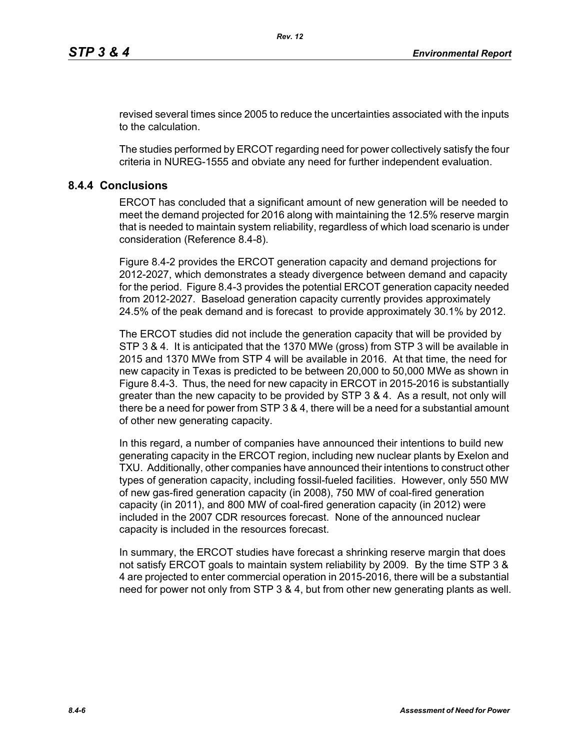revised several times since 2005 to reduce the uncertainties associated with the inputs to the calculation.

The studies performed by ERCOT regarding need for power collectively satisfy the four criteria in NUREG-1555 and obviate any need for further independent evaluation.

## 8.4.4 Conclusions

ERCOT has concluded that a significant amount of new generation will be needed to meet the demand projected for 2016 along with maintaining the 12.5% reserve margin that is needed to maintain system reliability, regardless of which load scenario is under consideration (Reference 8.4-8).

Figure 8.4-2 provides the ERCOT generation capacity and demand projections for 2012-2027, which demonstrates a steady divergence between demand and capacity for the period. Figure 8.4-3 provides the potential ERCOT generation capacity needed from 2012-2027. Baseload generation capacity currently provides approximately 24.5% of the peak demand and is forecast to provide approximately 30.1% by 2012.

The ERCOT studies did not include the generation capacity that will be provided by STP 3 & 4. It is anticipated that the 1370 MWe (gross) from STP 3 will be available in 2015 and 1370 MWe from STP 4 will be available in 2016. At that time, the need for new capacity in Texas is predicted to be between 20,000 to 50,000 MWe as shown in Figure 8.4-3. Thus, the need for new capacity in ERCOT in 2015-2016 is substantially greater than the new capacity to be provided by STP 3 & 4. As a result, not only will there be a need for power from STP 3 & 4, there will be a need for a substantial amount of other new generating capacity.

In this regard, a number of companies have announced their intentions to build new generating capacity in the ERCOT region, including new nuclear plants by Exelon and TXU. Additionally, other companies have announced their intentions to construct other types of generation capacity, including fossil-fueled facilities. However, only 550 MW of new gas-fired generation capacity (in 2008), 750 MW of coal-fired generation capacity (in 2011), and 800 MW of coal-fired generation capacity (in 2012) were included in the 2007 CDR resources forecast. None of the announced nuclear capacity is included in the resources forecast.

In summary, the ERCOT studies have forecast a shrinking reserve margin that does not satisfy ERCOT goals to maintain system reliability by 2009. By the time STP 3 & 4 are projected to enter commercial operation in 2015-2016, there will be a substantial need for power not only from STP 3 & 4, but from other new generating plants as well.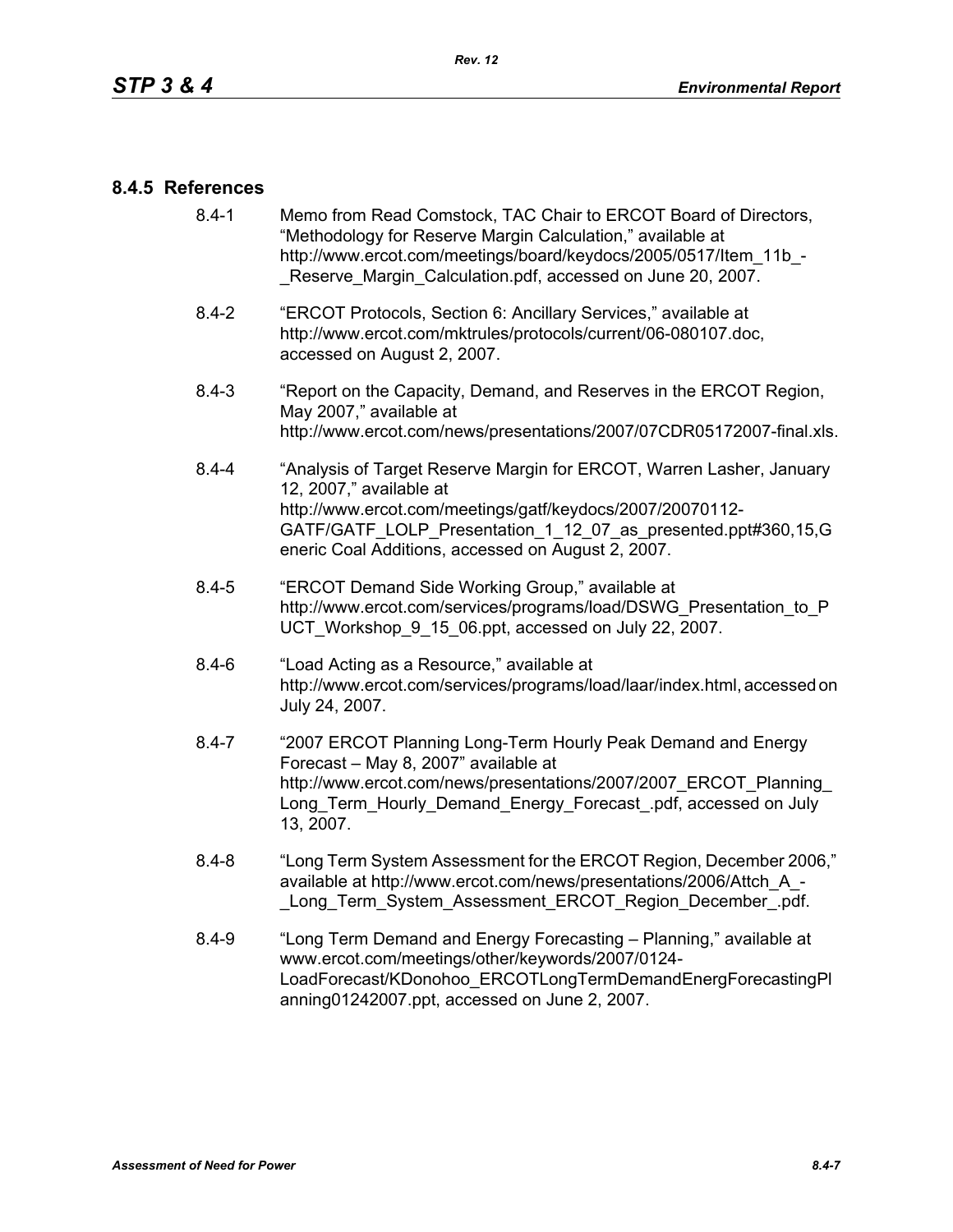### 8.4.5 References

8.4-1 Memo from Read Comstock, TAC Chair to ERCOT Board of Directors, "Methodology for Reserve Margin Calculation," available at http://www.ercot.com/meetings/board/keydocs/2005/0517/Item_11b_-_Reserve_Margin_Calculation.pdf, accessed on June 20, 2007.

8.4-2 "ERCOT Protocols, Section 6: Ancillary Services," available at http://www.ercot.com/mktrules/protocols/current/06-080107.doc, accessed on August 2, 2007.

8.4-3 "Report on the Capacity, Demand, and Reserves in the ERCOT Region, May 2007," available at http://www.ercot.com/news/presentations/2007/07CDR05172007-final.xls.

8.4-4 "Analysis of Target Reserve Margin for ERCOT, Warren Lasher, January 12, 2007," available at http://www.ercot.com/meetings/gatf/keydocs/2007/20070112-GATF/GATF_LOLP_Presentation_1_12_07_as_presented.ppt#360,15,Generic Coal Additions, accessed on August 2, 2007.

8.4-5 "ERCOT Demand Side Working Group," available at http://www.ercot.com/services/programs/load/DSWG_Presentation_to_PUCT_Workshop_9_15_06.ppt, accessed on July 22, 2007.

8.4-6 "Load Acting as a Resource," available at http://www.ercot.com/services/programs/load/laar/index.html, accessed on July 24, 2007.

8.4-7 "2007 ERCOT Planning Long-Term Hourly Peak Demand and Energy Forecast – May 8, 2007" available at http://www.ercot.com/news/presentations/2007/2007_ERCOT_Planning_Long_Term_Hourly_Demand_Energy_Forecast_.pdf, accessed on July 13, 2007.

8.4-8 "Long Term System Assessment for the ERCOT Region, December 2006," available at http://www.ercot.com/news/presentations/2006/Attch_A_-_Long_Term_System_Assessment_ERCOT_Region_December_.pdf.

8.4-9 "Long Term Demand and Energy Forecasting – Planning," available at www.ercot.com/meetings/other/keywords/2007/0124-LoadForecast/KDonohoo_ERCOTLongTermDemandEnergForecastingPlanning01242007.ppt, accessed on June 2, 2007.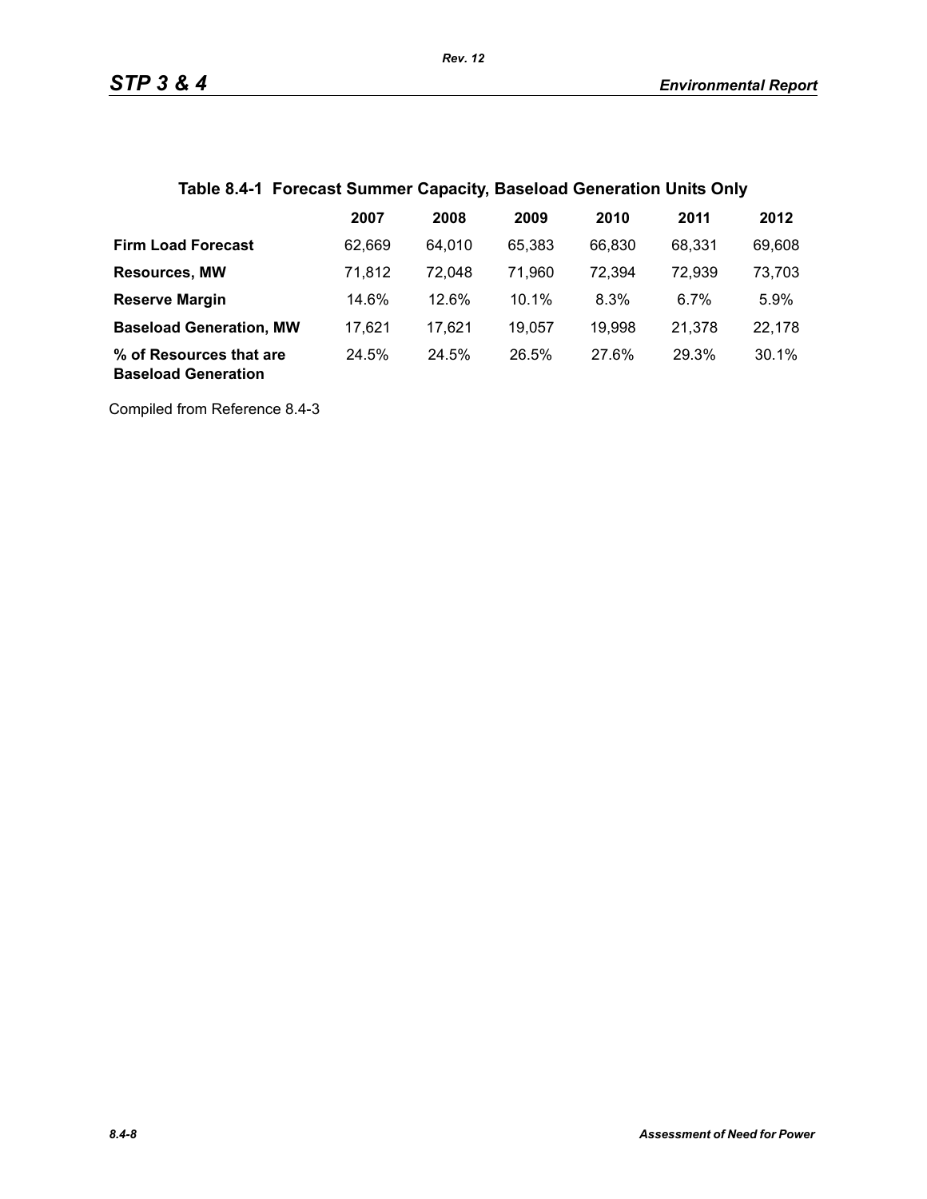**Table 8.4-1 Forecast Summer Capacity, Baseload Generation Units Only**

| | 2007 | 2008 | 2009 | 2010 | 2011 | 2012 |
|---|---|---|---|---|---|---|
| **Firm Load Forecast** | 62,669 | 64,010 | 65,383 | 66,830 | 68,331 | 69,608 |
| **Resources, MW** | 71,812 | 72,048 | 71,960 | 72,394 | 72,939 | 73,703 |
| **Reserve Margin** | 14.6% | 12.6% | 10.1% | 8.3% | 6.7% | 5.9% |
| **Baseload Generation, MW** | 17,621 | 17,621 | 19,057 | 19,998 | 21,378 | 22,178 |
| **% of Resources that are Baseload Generation** | 24.5% | 24.5% | 26.5% | 27.6% | 29.3% | 30.1% |

Compiled from Reference 8.4-3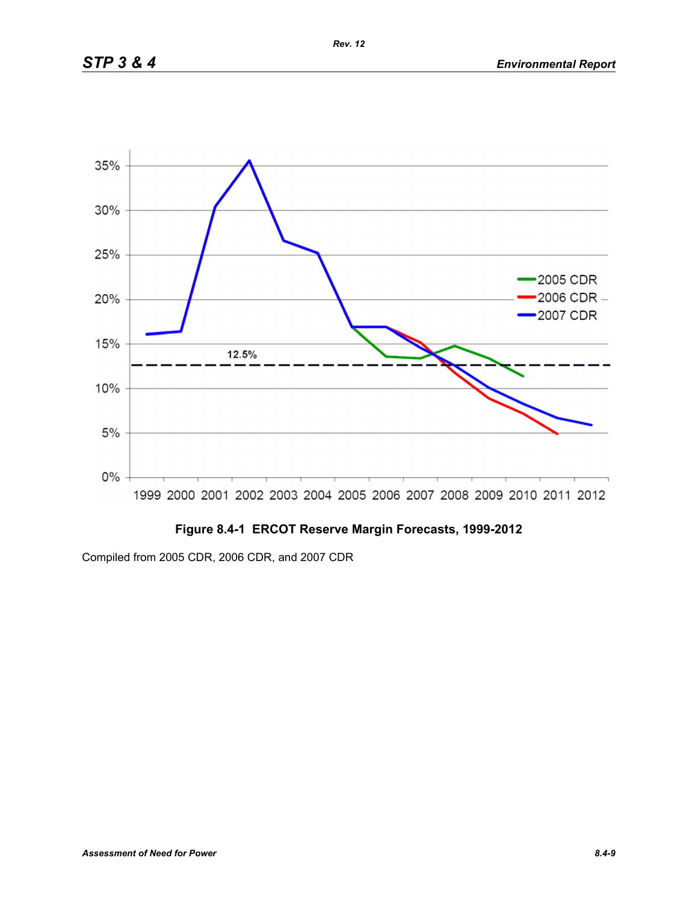**Figure 8.4-1 ERCOT Reserve Margin Forecasts, 1999-2012**

Compiled from 2005 CDR, 2006 CDR, and 2007 CDR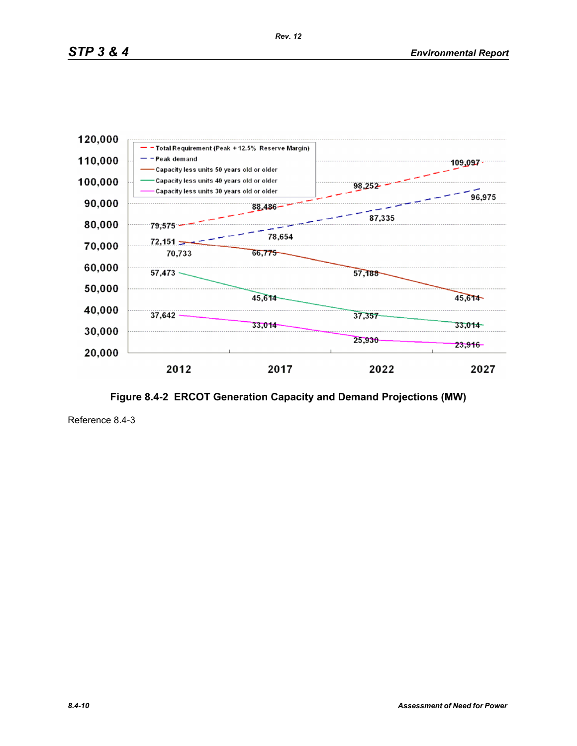Figure 8.4-2  ERCOT Generation Capacity and Demand Projections (MW)

Reference 8.4-3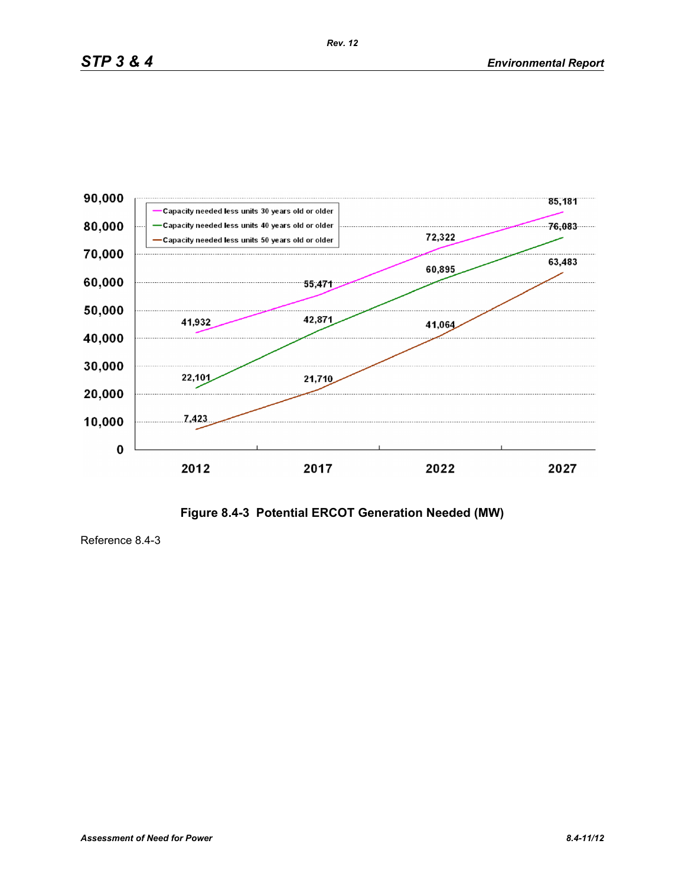90,000
80,000
70,000
60,000
50,000
40,000
30,000
20,000
10,000
0

Capacity needed less units 30 years old or older
Capacity needed less units 40 years old or older
Capacity needed less units 50 years old or older

41,932
55,471
72,322
85,181
22,101
42,871
60,895
76,083
7,423
21,710
41,064
63,483

2012
2017
2022
2027

**Figure 8.4-3  Potential ERCOT Generation Needed (MW)**

Reference 8.4-3